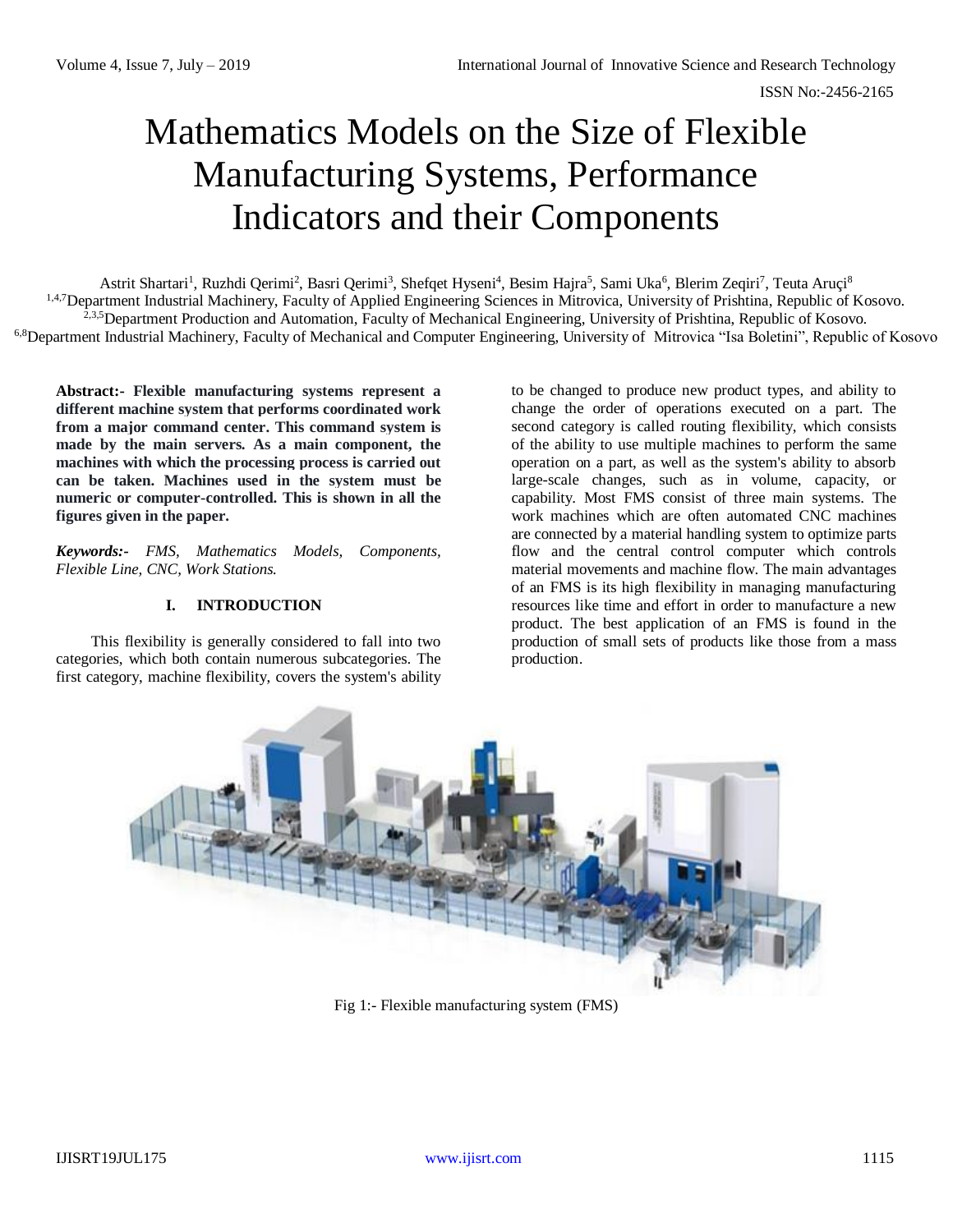# Mathematics Models on the Size of Flexible Manufacturing Systems, Performance Indicators and their Components

Astrit Shartari[1], Ruzhdi Qerimi[2], Basri Qerimi[3], Shefqet Hyseni[4], Besim Hajra[5], Sami Uka[6], Blerim Zeqiri[7], Teuta Aruçi[8]

[1,4,7]Department Industrial Machinery, Faculty of Applied Engineering Sciences in Mitrovica, University of Prishtina, Republic of Kosovo.

[2,3,5]Department Production and Automation, Faculty of Mechanical Engineering, University of Prishtina, Republic of Kosovo.

[6,8]Department Industrial Machinery, Faculty of Mechanical and Computer Engineering, University of Mitrovica "Isa Boletini", Republic of Kosovo

**Abstract:- Flexible manufacturing systems represent a different machine system that performs coordinated work from a major command center. This command system is made by the main servers. As a main component, the machines with which the processing process is carried out can be taken. Machines used in the system must be numeric or computer-controlled. This is shown in all the figures given in the paper.**

***Keywords:-*** *FMS, Mathematics Models, Components, Flexible Line, CNC, Work Stations.*

## I. INTRODUCTION

This flexibility is generally considered to fall into two categories, which both contain numerous subcategories. The first category, machine flexibility, covers the system's ability to be changed to produce new product types, and ability to change the order of operations executed on a part. The second category is called routing flexibility, which consists of the ability to use multiple machines to perform the same operation on a part, as well as the system's ability to absorb large-scale changes, such as in volume, capacity, or capability. Most FMS consist of three main systems. The work machines which are often automated CNC machines are connected by a material handling system to optimize parts flow and the central control computer which controls material movements and machine flow. The main advantages of an FMS is its high flexibility in managing manufacturing resources like time and effort in order to manufacture a new product. The best application of an FMS is found in the production of small sets of products like those from a mass production.

Fig 1:- Flexible manufacturing system (FMS)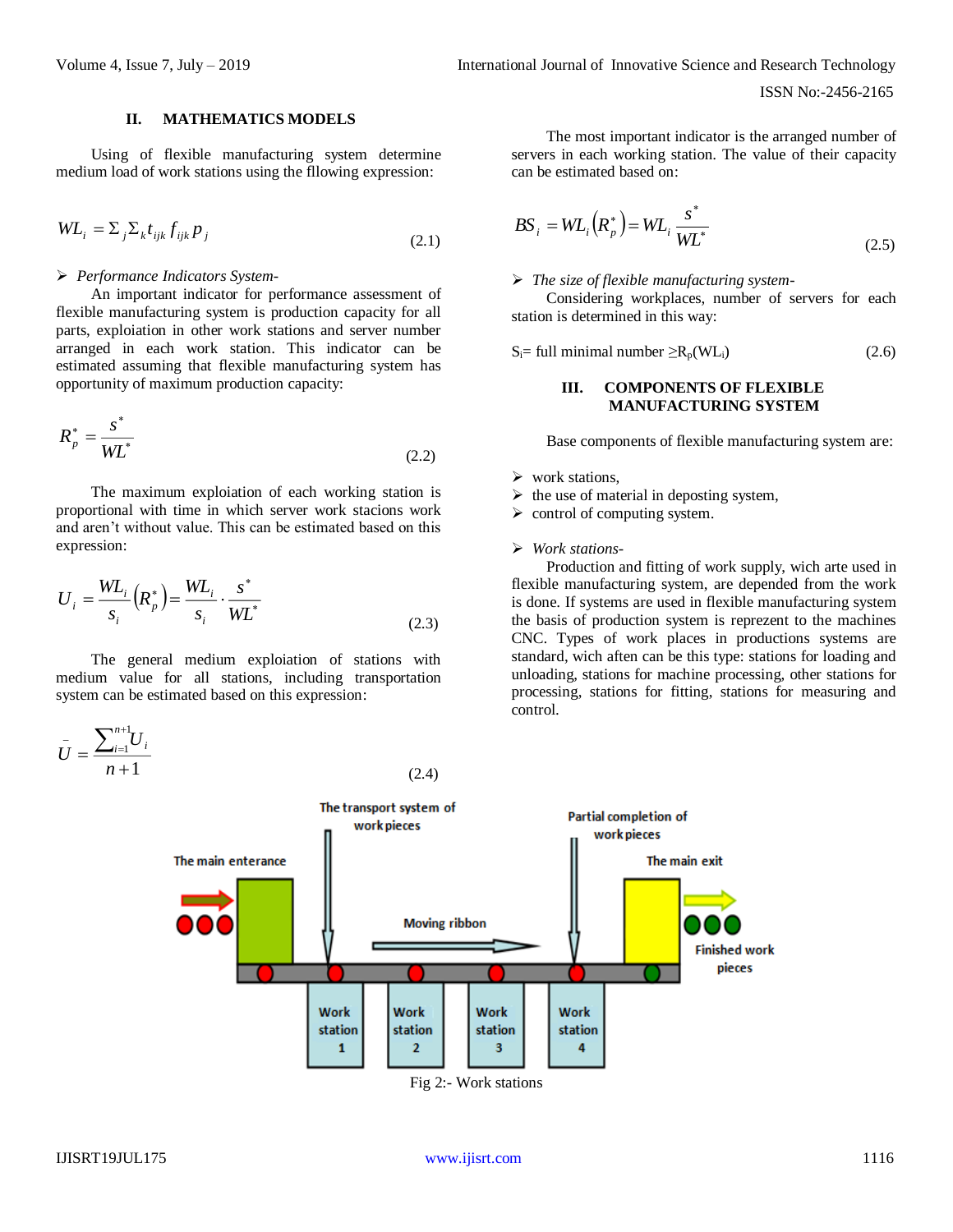## II. MATHEMATICS MODELS

Using of flexible manufacturing system determine medium load of work stations using the flowing expression:

$$WL_i = \Sigma_j \Sigma_k t_{ijk} f_{ijk} p_j \tag{2.1}$$

➢ *Performance Indicators System-*

An important indicator for performance assessment of flexible manufacturing system is production capacity for all parts, exploiation in other work stations and server number arranged in each work station. This indicator can be estimated assuming that flexible manufacturing system has opportunity of maximum production capacity:

$$R_p^* = \frac{s^*}{WL^*} \tag{2.2}$$

The maximum exploiation of each working station is proportional with time in which server work stacions work and aren't without value. This can be estimated based on this expression:

$$U_i = \frac{WL_i}{s_i}\left(R_p^*\right) = \frac{WL_i}{s_i} \cdot \frac{s^*}{WL^*} \tag{2.3}$$

The general medium exploitation of stations with medium value for all stations, including transportation system can be estimated based on this expression:

$$\bar{U} = \frac{\sum_{i=1}^{n+1} U_i}{n+1} \tag{2.4}$$

The most important indicator is the arranged number of servers in each working station. The value of their capacity can be estimated based on:

$$BS_i = WL_i\left(R_p^*\right) = WL_i \frac{s^*}{WL^*} \tag{2.5}$$

➢ *The size of flexible manufacturing system-*

Considering workplaces, number of servers for each station is determined in this way:

$S_i$= full minimal number $\geq R_p(WL_i)$ (2.6)

## III. COMPONENTS OF FLEXIBLE MANUFACTURING SYSTEM

Base components of flexible manufacturing system are:

- work stations,
- the use of material in deposting system,
- control of computing system.

➢ *Work stations-*

Production and fitting of work supply, wich arte used in flexible manufacturing system, are depended from the work is done. If systems are used in flexible manufacturing system the basis of production system is reprezent to the machines CNC. Types of work places in productions systems are standard, wich aften can be this type: stations for loading and unloading, stations for machine processing, other stations for processing, stations for fitting, stations for measuring and control.

Fig 2:- Work stations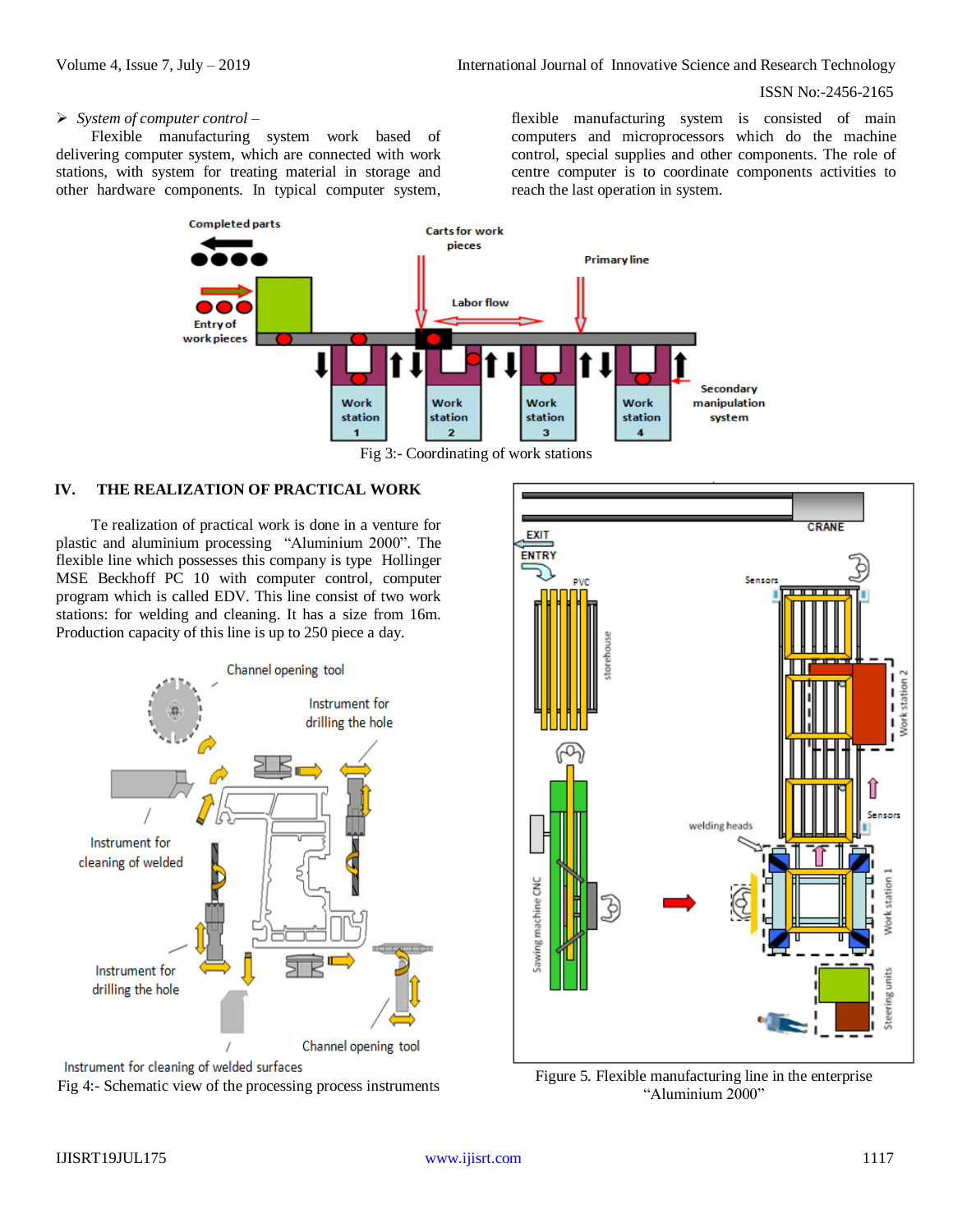- *System of computer control –*

Flexible manufacturing system work based of delivering computer system, which are connected with work stations, with system for treating material in storage and other hardware components. In typical computer system, flexible manufacturing system is consisted of main computers and microprocessors which do the machine control, special supplies and other components. The role of centre computer is to coordinate components activities to reach the last operation in system.

Fig 3:- Coordinating of work stations

## IV. THE REALIZATION OF PRACTICAL WORK

Te realization of practical work is done in a venture for plastic and aluminium processing "Aluminium 2000". The flexible line which possesses this company is type Hollinger MSE Beckhoff PC 10 with computer control, computer program which is called EDV. This line consist of two work stations: for welding and cleaning. It has a size from 16m. Production capacity of this line is up to 250 piece a day.

Fig 4:- Schematic view of the processing process instruments

Figure 5. Flexible manufacturing line in the enterprise "Aluminium 2000"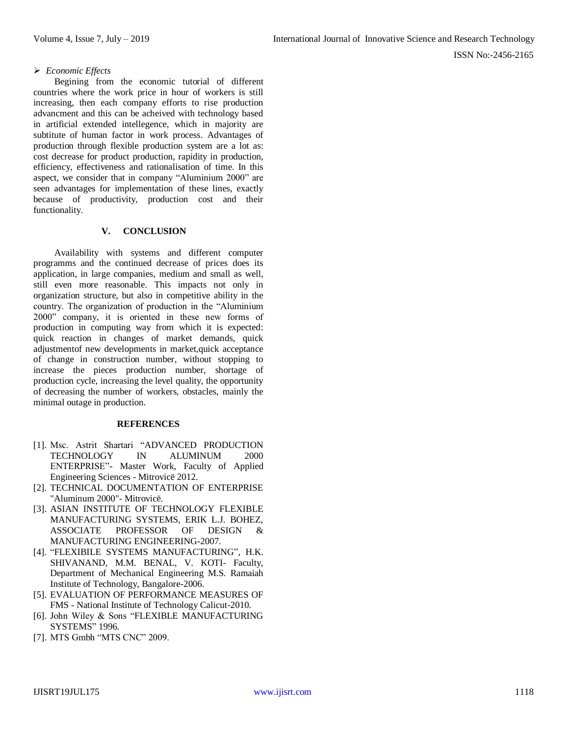- *Economic Effects*

Begining from the economic tutorial of different countries where the work price in hour of workers is still increasing, then each company efforts to rise production advancment and this can be acheived with technology based in artificial extended intellegence, which in majority are subtitute of human factor in work process. Advantages of production through flexible production system are a lot as: cost decrease for product production, rapidity in production, efficiency, effectiveness and rationalisation of time. In this aspect, we consider that in company "Aluminium 2000" are seen advantages for implementation of these lines, exactly because of productivity, production cost and their functionality.

## V. CONCLUSION

Availability with systems and different computer programms and the continued decrease of prices does its application, in large companies, medium and small as well, still even more reasonable. This impacts not only in organization structure, but also in competitive ability in the country. The organization of production in the "Aluminium 2000" company, it is oriented in these new forms of production in computing way from which it is expected: quick reaction in changes of market demands, quick adjustmentof new developments in market,quick acceptance of change in construction number, without stopping to increase the pieces production number, shortage of production cycle, increasing the level quality, the opportunity of decreasing the number of workers, obstacles, mainly the minimal outage in production.

## REFERENCES

[1]. Msc. Astrit Shartari "ADVANCED PRODUCTION TECHNOLOGY IN ALUMINUM 2000 ENTERPRISE"- Master Work, Faculty of Applied Engineering Sciences - Mitrovicë 2012.

[2]. TECHNICAL DOCUMENTATION OF ENTERPRISE "Aluminum 2000"- Mitrovicë.

[3]. ASIAN INSTITUTE OF TECHNOLOGY FLEXIBLE MANUFACTURING SYSTEMS, ERIK L.J. BOHEZ, ASSOCIATE PROFESSOR OF DESIGN & MANUFACTURING ENGINEERING-2007.

[4]. "FLEXIBILE SYSTEMS MANUFACTURING", H.K. SHIVANAND, M.M. BENAL, V. KOTI- Faculty, Department of Mechanical Engineering M.S. Ramaiah Institute of Technology, Bangalore-2006.

[5]. EVALUATION OF PERFORMANCE MEASURES OF FMS - National Institute of Technology Calicut-2010.

[6]. John Wiley & Sons "FLEXIBLE MANUFACTURING SYSTEMS" 1996.

[7]. MTS Gmbh "MTS CNC" 2009.